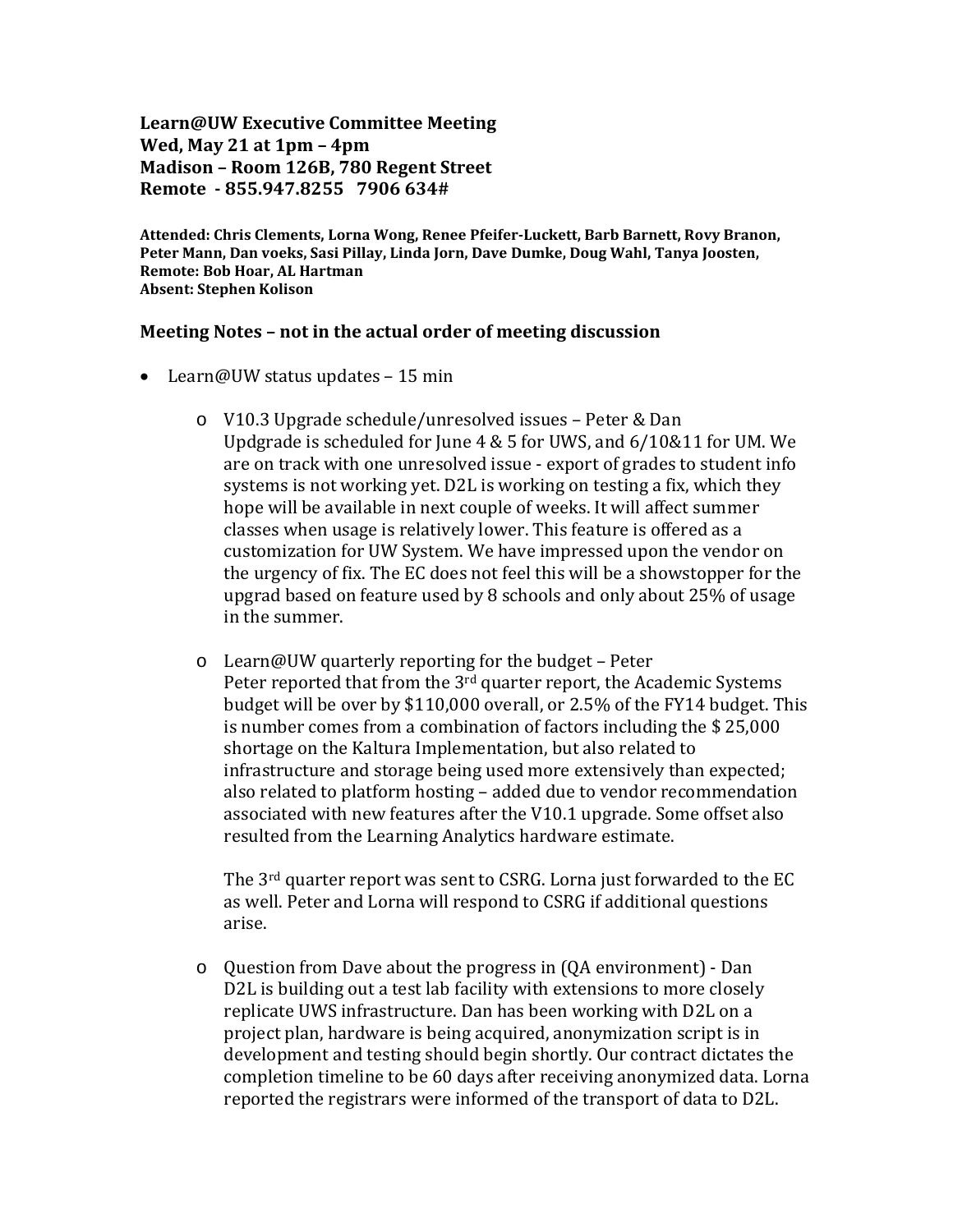**Learn@UW Executive Committee Meeting**
**Wed, May 21 at 1pm – 4pm**
**Madison – Room 126B, 780 Regent Street**
**Remote - 855.947.8255 7906 634#**

**Attended: Chris Clements, Lorna Wong, Renee Pfeifer-Luckett, Barb Barnett, Rovy Branon, Peter Mann, Dan voeks, Sasi Pillay, Linda Jorn, Dave Dumke, Doug Wahl, Tanya Joosten,**
**Remote: Bob Hoar, AL Hartman**
**Absent: Stephen Kolison**

### Meeting Notes – not in the actual order of meeting discussion

- Learn@UW status updates – 15 min
  - V10.3 Upgrade schedule/unresolved issues – Peter & Dan
    Updgrade is scheduled for June 4 & 5 for UWS, and 6/10&11 for UM. We are on track with one unresolved issue - export of grades to student info systems is not working yet. D2L is working on testing a fix, which they hope will be available in next couple of weeks. It will affect summer classes when usage is relatively lower. This feature is offered as a customization for UW System. We have impressed upon the vendor on the urgency of fix. The EC does not feel this will be a showstopper for the upgrad based on feature used by 8 schools and only about 25% of usage in the summer.
  - Learn@UW quarterly reporting for the budget – Peter
    Peter reported that from the 3rd quarter report, the Academic Systems budget will be over by $110,000 overall, or 2.5% of the FY14 budget. This is number comes from a combination of factors including the $ 25,000 shortage on the Kaltura Implementation, but also related to infrastructure and storage being used more extensively than expected; also related to platform hosting – added due to vendor recommendation associated with new features after the V10.1 upgrade. Some offset also resulted from the Learning Analytics hardware estimate.

    The 3rd quarter report was sent to CSRG. Lorna just forwarded to the EC as well. Peter and Lorna will respond to CSRG if additional questions arise.
  - Question from Dave about the progress in (QA environment) - Dan
    D2L is building out a test lab facility with extensions to more closely replicate UWS infrastructure. Dan has been working with D2L on a project plan, hardware is being acquired, anonymization script is in development and testing should begin shortly. Our contract dictates the completion timeline to be 60 days after receiving anonymized data. Lorna reported the registrars were informed of the transport of data to D2L.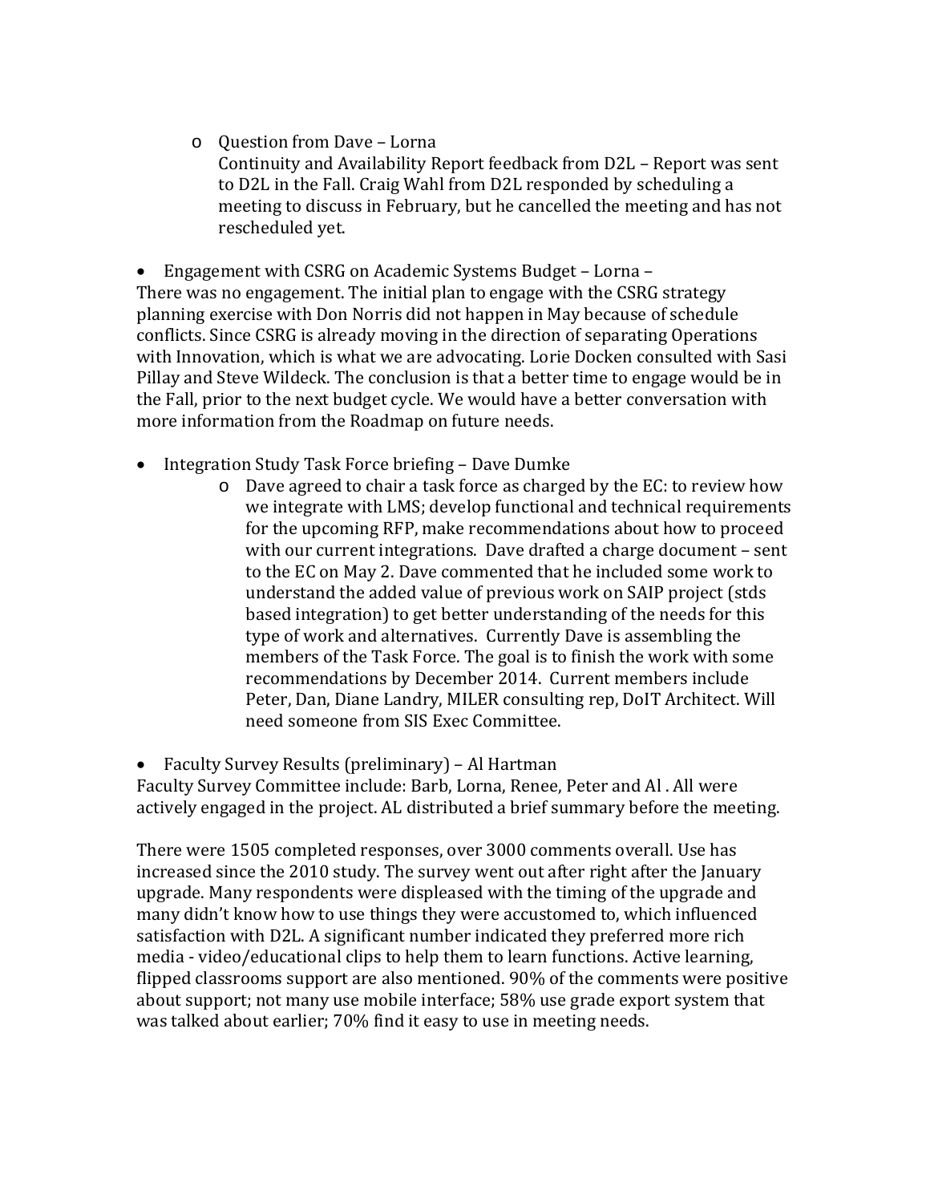- Question from Dave – Lorna
  Continuity and Availability Report feedback from D2L – Report was sent to D2L in the Fall. Craig Wahl from D2L responded by scheduling a meeting to discuss in February, but he cancelled the meeting and has not rescheduled yet.

- Engagement with CSRG on Academic Systems Budget – Lorna –

There was no engagement. The initial plan to engage with the CSRG strategy planning exercise with Don Norris did not happen in May because of schedule conflicts. Since CSRG is already moving in the direction of separating Operations with Innovation, which is what we are advocating. Lorie Docken consulted with Sasi Pillay and Steve Wildeck. The conclusion is that a better time to engage would be in the Fall, prior to the next budget cycle. We would have a better conversation with more information from the Roadmap on future needs.

- Integration Study Task Force briefing – Dave Dumke
  - Dave agreed to chair a task force as charged by the EC: to review how we integrate with LMS; develop functional and technical requirements for the upcoming RFP, make recommendations about how to proceed with our current integrations. Dave drafted a charge document – sent to the EC on May 2. Dave commented that he included some work to understand the added value of previous work on SAIP project (stds based integration) to get better understanding of the needs for this type of work and alternatives. Currently Dave is assembling the members of the Task Force. The goal is to finish the work with some recommendations by December 2014. Current members include Peter, Dan, Diane Landry, MILER consulting rep, DoIT Architect. Will need someone from SIS Exec Committee.

- Faculty Survey Results (preliminary) – Al Hartman

Faculty Survey Committee include: Barb, Lorna, Renee, Peter and Al . All were actively engaged in the project. AL distributed a brief summary before the meeting.

There were 1505 completed responses, over 3000 comments overall. Use has increased since the 2010 study. The survey went out after right after the January upgrade. Many respondents were displeased with the timing of the upgrade and many didn't know how to use things they were accustomed to, which influenced satisfaction with D2L. A significant number indicated they preferred more rich media - video/educational clips to help them to learn functions. Active learning, flipped classrooms support are also mentioned. 90% of the comments were positive about support; not many use mobile interface; 58% use grade export system that was talked about earlier; 70% find it easy to use in meeting needs.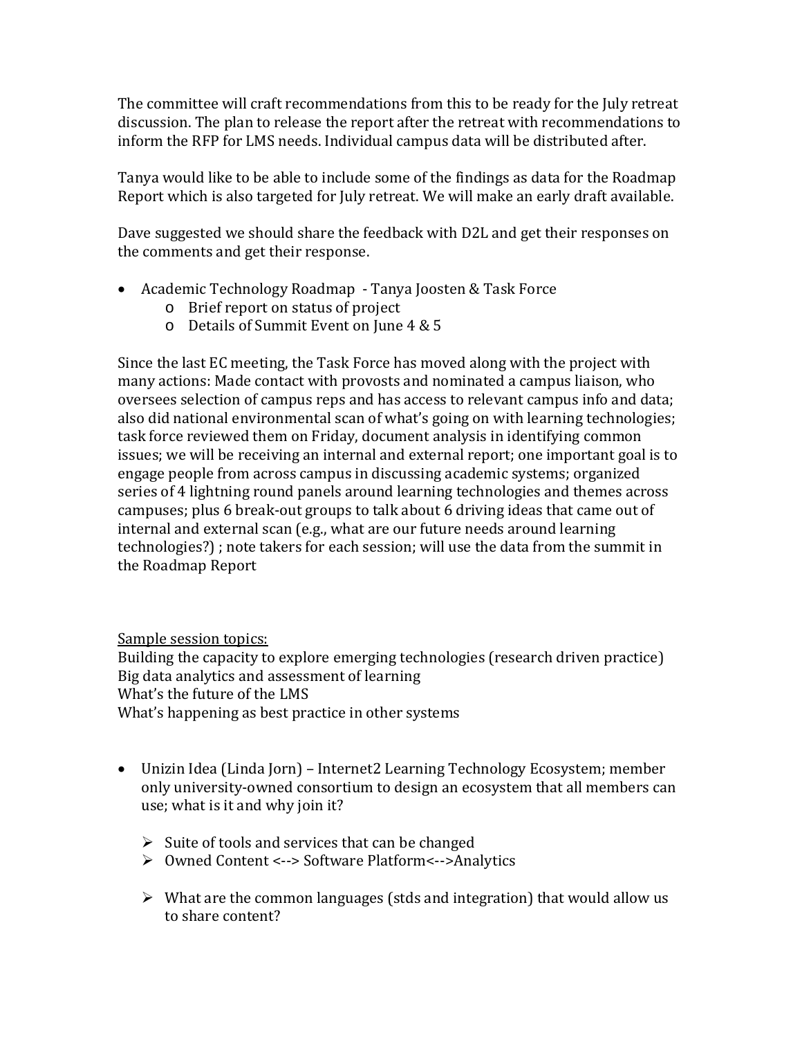The committee will craft recommendations from this to be ready for the July retreat discussion. The plan to release the report after the retreat with recommendations to inform the RFP for LMS needs. Individual campus data will be distributed after.

Tanya would like to be able to include some of the findings as data for the Roadmap Report which is also targeted for July retreat. We will make an early draft available.

Dave suggested we should share the feedback with D2L and get their responses on the comments and get their response.

- Academic Technology Roadmap - Tanya Joosten & Task Force
  - Brief report on status of project
  - Details of Summit Event on June 4 & 5

Since the last EC meeting, the Task Force has moved along with the project with many actions: Made contact with provosts and nominated a campus liaison, who oversees selection of campus reps and has access to relevant campus info and data; also did national environmental scan of what's going on with learning technologies; task force reviewed them on Friday, document analysis in identifying common issues; we will be receiving an internal and external report; one important goal is to engage people from across campus in discussing academic systems; organized series of 4 lightning round panels around learning technologies and themes across campuses; plus 6 break-out groups to talk about 6 driving ideas that came out of internal and external scan (e.g., what are our future needs around learning technologies?) ; note takers for each session; will use the data from the summit in the Roadmap Report

<u>Sample session topics:</u>
Building the capacity to explore emerging technologies (research driven practice)
Big data analytics and assessment of learning
What's the future of the LMS
What's happening as best practice in other systems

- Unizin Idea (Linda Jorn) – Internet2 Learning Technology Ecosystem; member only university-owned consortium to design an ecosystem that all members can use; what is it and why join it?

  - Suite of tools and services that can be changed
  - Owned Content <--> Software Platform<-->Analytics

  - What are the common languages (stds and integration) that would allow us to share content?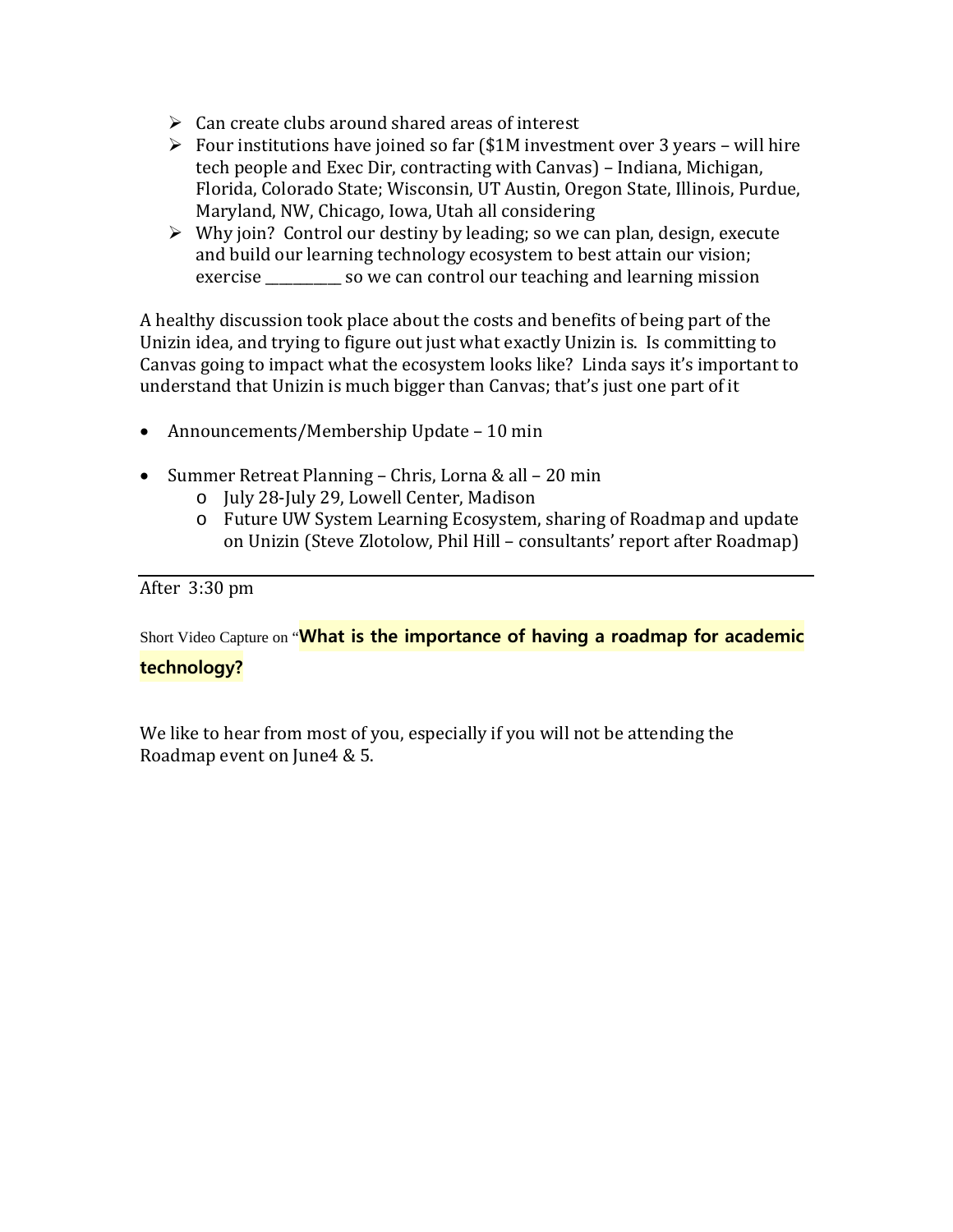- Can create clubs around shared areas of interest
- Four institutions have joined so far ($1M investment over 3 years – will hire tech people and Exec Dir, contracting with Canvas) – Indiana, Michigan, Florida, Colorado State; Wisconsin, UT Austin, Oregon State, Illinois, Purdue, Maryland, NW, Chicago, Iowa, Utah all considering
- Why join? Control our destiny by leading; so we can plan, design, execute and build our learning technology ecosystem to best attain our vision; exercise __________ so we can control our teaching and learning mission

A healthy discussion took place about the costs and benefits of being part of the Unizin idea, and trying to figure out just what exactly Unizin is. Is committing to Canvas going to impact what the ecosystem looks like? Linda says it's important to understand that Unizin is much bigger than Canvas; that's just one part of it

- Announcements/Membership Update – 10 min

- Summer Retreat Planning – Chris, Lorna & all – 20 min
  - July 28-July 29, Lowell Center, Madison
  - Future UW System Learning Ecosystem, sharing of Roadmap and update on Unizin (Steve Zlotolow, Phil Hill – consultants' report after Roadmap)

---

After 3:30 pm

Short Video Capture on "**What is the importance of having a roadmap for academic technology?**

We like to hear from most of you, especially if you will not be attending the Roadmap event on June4 & 5.